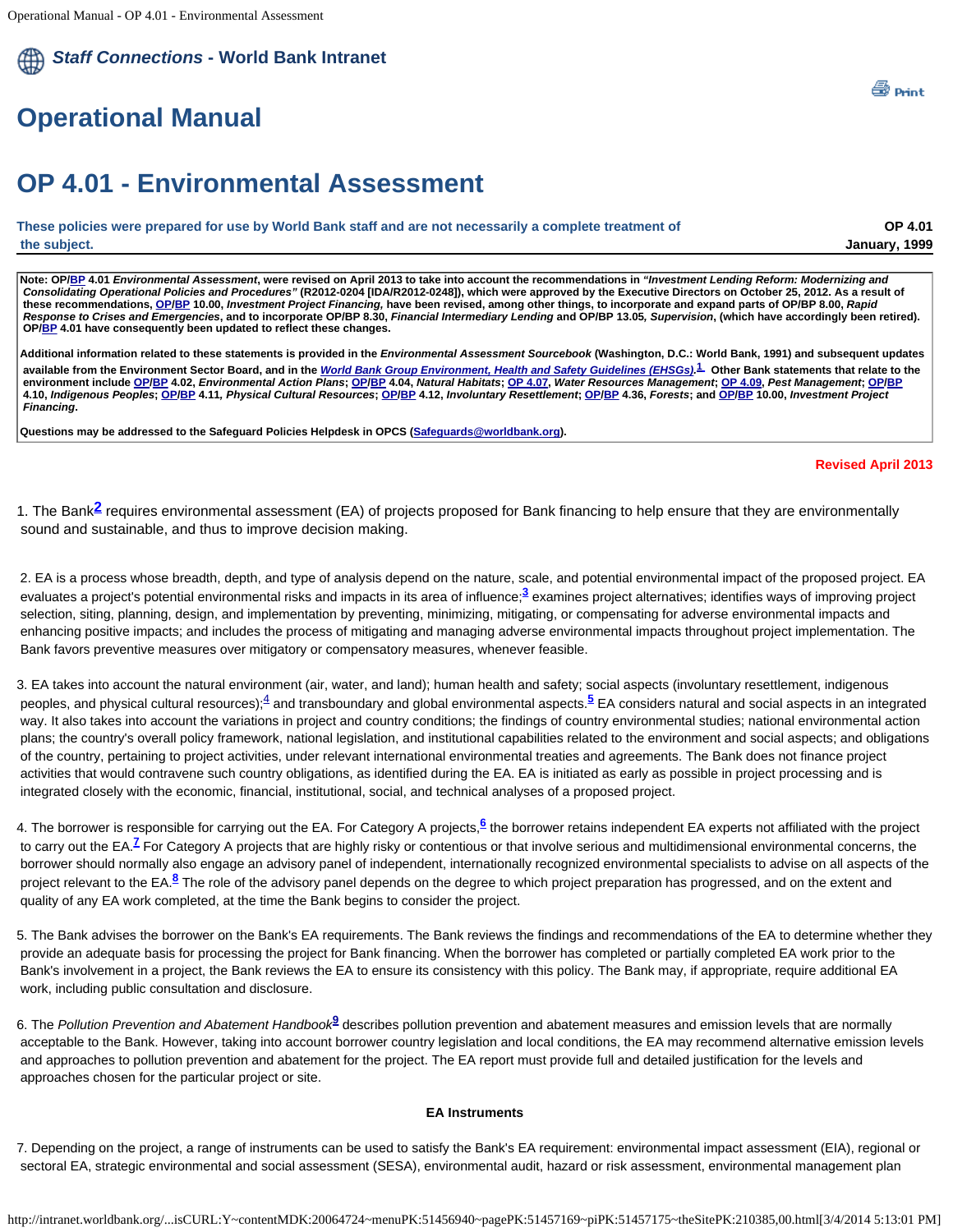# Operational Manual

## OP 4.01 - Environmental Assessment

**These policies were prepared for use by World Bank staff and are not necessarily a complete treatment of the subject.**

**OP 4.01**
**January, 1999**

**Note: OP/BP 4.01 *Environmental Assessment*, were revised on April 2013 to take into account the recommendations in *"Investment Lending Reform: Modernizing and Consolidating Operational Policies and Procedures"* (R2012-0204 [IDA/R2012-0248]), which were approved by the Executive Directors on October 25, 2012. As a result of these recommendations, OP/BP 10.00, *Investment Project Financing,* have been revised, among other things, to incorporate and expand parts of OP/BP 8.00, *Rapid Response to Crises and Emergencies*, and to incorporate OP/BP 8.30, *Financial Intermediary Lending* and OP/BP 13.05, *Supervision*, (which have accordingly been retired). OP/BP 4.01 have consequently been updated to reflect these changes.**

**Additional information related to these statements is provided in the *Environmental Assessment Sourcebook* (Washington, D.C.: World Bank, 1991) and subsequent updates available from the Environment Sector Board, and in the *World Bank Group Environment, Health and Safety Guidelines (EHSGs)*.[1] Other Bank statements that relate to the environment include OP/BP 4.02, *Environmental Action Plans*; OP/BP 4.04, *Natural Habitats*; OP 4.07, *Water Resources Management*; OP 4.09, *Pest Management*; OP/BP 4.10, *Indigenous Peoples*; OP/BP 4.11, *Physical Cultural Resources*; OP/BP 4.12, *Involuntary Resettlement*; OP/BP 4.36, *Forests*; and OP/BP 10.00, *Investment Project Financing*.**

**Questions may be addressed to the Safeguard Policies Helpdesk in OPCS (Safeguards@worldbank.org).**

**Revised April 2013**

1. The Bank[2] requires environmental assessment (EA) of projects proposed for Bank financing to help ensure that they are environmentally sound and sustainable, and thus to improve decision making.

2. EA is a process whose breadth, depth, and type of analysis depend on the nature, scale, and potential environmental impact of the proposed project. EA evaluates a project's potential environmental risks and impacts in its area of influence;[3] examines project alternatives; identifies ways of improving project selection, siting, planning, design, and implementation by preventing, minimizing, mitigating, or compensating for adverse environmental impacts and enhancing positive impacts; and includes the process of mitigating and managing adverse environmental impacts throughout project implementation. The Bank favors preventive measures over mitigatory or compensatory measures, whenever feasible.

3. EA takes into account the natural environment (air, water, and land); human health and safety; social aspects (involuntary resettlement, indigenous peoples, and physical cultural resources);[4] and transboundary and global environmental aspects.[5] EA considers natural and social aspects in an integrated way. It also takes into account the variations in project and country conditions; the findings of country environmental studies; national environmental action plans; the country's overall policy framework, national legislation, and institutional capabilities related to the environment and social aspects; and obligations of the country, pertaining to project activities, under relevant international environmental treaties and agreements. The Bank does not finance project activities that would contravene such country obligations, as identified during the EA. EA is initiated as early as possible in project processing and is integrated closely with the economic, financial, institutional, social, and technical analyses of a proposed project.

4. The borrower is responsible for carrying out the EA. For Category A projects,[6] the borrower retains independent EA experts not affiliated with the project to carry out the EA.[7] For Category A projects that are highly risky or contentious or that involve serious and multidimensional environmental concerns, the borrower should normally also engage an advisory panel of independent, internationally recognized environmental specialists to advise on all aspects of the project relevant to the EA.[8] The role of the advisory panel depends on the degree to which project preparation has progressed, and on the extent and quality of any EA work completed, at the time the Bank begins to consider the project.

5. The Bank advises the borrower on the Bank's EA requirements. The Bank reviews the findings and recommendations of the EA to determine whether they provide an adequate basis for processing the project for Bank financing. When the borrower has completed or partially completed EA work prior to the Bank's involvement in a project, the Bank reviews the EA to ensure its consistency with this policy. The Bank may, if appropriate, require additional EA work, including public consultation and disclosure.

6. The *Pollution Prevention and Abatement Handbook*[9] describes pollution prevention and abatement measures and emission levels that are normally acceptable to the Bank. However, taking into account borrower country legislation and local conditions, the EA may recommend alternative emission levels and approaches to pollution prevention and abatement for the project. The EA report must provide full and detailed justification for the levels and approaches chosen for the particular project or site.

### EA Instruments

7. Depending on the project, a range of instruments can be used to satisfy the Bank's EA requirement: environmental impact assessment (EIA), regional or sectoral EA, strategic environmental and social assessment (SESA), environmental audit, hazard or risk assessment, environmental management plan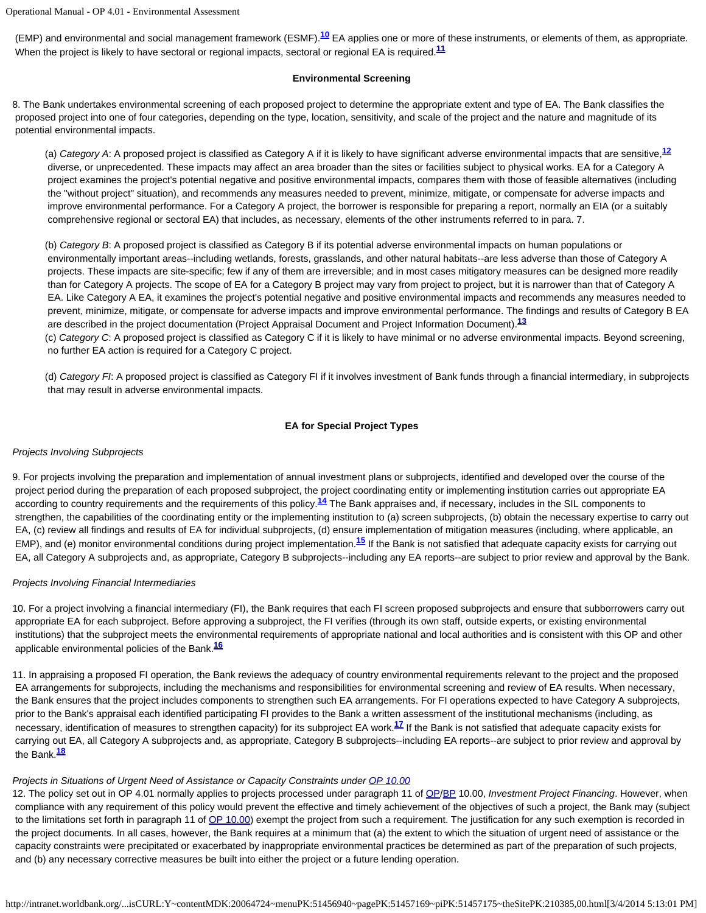(EMP) and environmental and social management framework (ESMF).[10] EA applies one or more of these instruments, or elements of them, as appropriate. When the project is likely to have sectoral or regional impacts, sectoral or regional EA is required.[11]

## Environmental Screening

8. The Bank undertakes environmental screening of each proposed project to determine the appropriate extent and type of EA. The Bank classifies the proposed project into one of four categories, depending on the type, location, sensitivity, and scale of the project and the nature and magnitude of its potential environmental impacts.

(a) *Category A*: A proposed project is classified as Category A if it is likely to have significant adverse environmental impacts that are sensitive,[12] diverse, or unprecedented. These impacts may affect an area broader than the sites or facilities subject to physical works. EA for a Category A project examines the project's potential negative and positive environmental impacts, compares them with those of feasible alternatives (including the "without project" situation), and recommends any measures needed to prevent, minimize, mitigate, or compensate for adverse impacts and improve environmental performance. For a Category A project, the borrower is responsible for preparing a report, normally an EIA (or a suitably comprehensive regional or sectoral EA) that includes, as necessary, elements of the other instruments referred to in para. 7.

(b) *Category B*: A proposed project is classified as Category B if its potential adverse environmental impacts on human populations or environmentally important areas--including wetlands, forests, grasslands, and other natural habitats--are less adverse than those of Category A projects. These impacts are site-specific; few if any of them are irreversible; and in most cases mitigatory measures can be designed more readily than for Category A projects. The scope of EA for a Category B project may vary from project to project, but it is narrower than that of Category A EA. Like Category A EA, it examines the project's potential negative and positive environmental impacts and recommends any measures needed to prevent, minimize, mitigate, or compensate for adverse impacts and improve environmental performance. The findings and results of Category B EA are described in the project documentation (Project Appraisal Document and Project Information Document).[13]

(c) *Category C*: A proposed project is classified as Category C if it is likely to have minimal or no adverse environmental impacts. Beyond screening, no further EA action is required for a Category C project.

(d) *Category FI*: A proposed project is classified as Category FI if it involves investment of Bank funds through a financial intermediary, in subprojects that may result in adverse environmental impacts.

## EA for Special Project Types

*Projects Involving Subprojects*

9. For projects involving the preparation and implementation of annual investment plans or subprojects, identified and developed over the course of the project period during the preparation of each proposed subproject, the project coordinating entity or implementing institution carries out appropriate EA according to country requirements and the requirements of this policy.[14] The Bank appraises and, if necessary, includes in the SIL components to strengthen, the capabilities of the coordinating entity or the implementing institution to (a) screen subprojects, (b) obtain the necessary expertise to carry out EA, (c) review all findings and results of EA for individual subprojects, (d) ensure implementation of mitigation measures (including, where applicable, an EMP), and (e) monitor environmental conditions during project implementation.[15] If the Bank is not satisfied that adequate capacity exists for carrying out EA, all Category A subprojects and, as appropriate, Category B subprojects--including any EA reports--are subject to prior review and approval by the Bank.

*Projects Involving Financial Intermediaries*

10. For a project involving a financial intermediary (FI), the Bank requires that each FI screen proposed subprojects and ensure that subborrowers carry out appropriate EA for each subproject. Before approving a subproject, the FI verifies (through its own staff, outside experts, or existing environmental institutions) that the subproject meets the environmental requirements of appropriate national and local authorities and is consistent with this OP and other applicable environmental policies of the Bank.[16]

11. In appraising a proposed FI operation, the Bank reviews the adequacy of country environmental requirements relevant to the project and the proposed EA arrangements for subprojects, including the mechanisms and responsibilities for environmental screening and review of EA results. When necessary, the Bank ensures that the project includes components to strengthen such EA arrangements. For FI operations expected to have Category A subprojects, prior to the Bank's appraisal each identified participating FI provides to the Bank a written assessment of the institutional mechanisms (including, as necessary, identification of measures to strengthen capacity) for its subproject EA work.[17] If the Bank is not satisfied that adequate capacity exists for carrying out EA, all Category A subprojects and, as appropriate, Category B subprojects--including EA reports--are subject to prior review and approval by the Bank.[18]

*Projects in Situations of Urgent Need of Assistance or Capacity Constraints under OP 10.00*

12. The policy set out in OP 4.01 normally applies to projects processed under paragraph 11 of OP/BP 10.00, *Investment Project Financing*. However, when compliance with any requirement of this policy would prevent the effective and timely achievement of the objectives of such a project, the Bank may (subject to the limitations set forth in paragraph 11 of OP 10.00) exempt the project from such a requirement. The justification for any such exemption is recorded in the project documents. In all cases, however, the Bank requires at a minimum that (a) the extent to which the situation of urgent need of assistance or the capacity constraints were precipitated or exacerbated by inappropriate environmental practices be determined as part of the preparation of such projects, and (b) any necessary corrective measures be built into either the project or a future lending operation.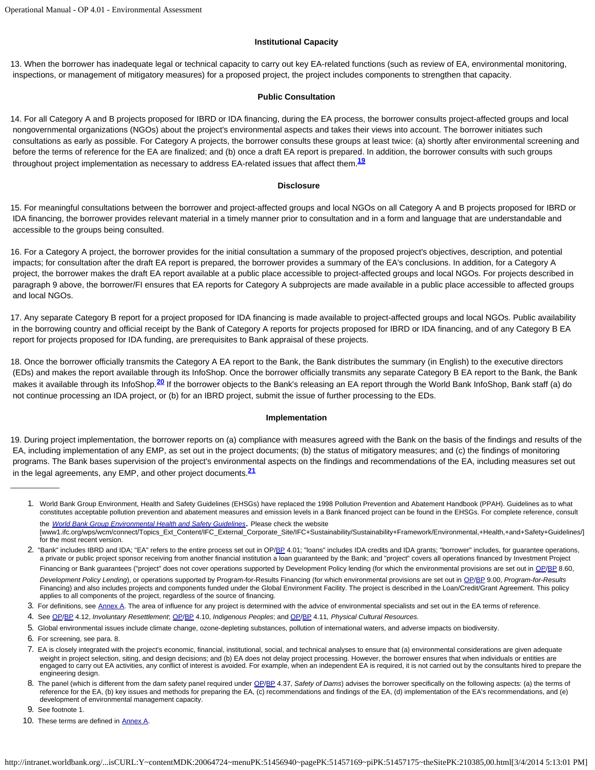### Institutional Capacity

13. When the borrower has inadequate legal or technical capacity to carry out key EA-related functions (such as review of EA, environmental monitoring, inspections, or management of mitigatory measures) for a proposed project, the project includes components to strengthen that capacity.

### Public Consultation

14. For all Category A and B projects proposed for IBRD or IDA financing, during the EA process, the borrower consults project-affected groups and local nongovernmental organizations (NGOs) about the project's environmental aspects and takes their views into account. The borrower initiates such consultations as early as possible. For Category A projects, the borrower consults these groups at least twice: (a) shortly after environmental screening and before the terms of reference for the EA are finalized; and (b) once a draft EA report is prepared. In addition, the borrower consults with such groups throughout project implementation as necessary to address EA-related issues that affect them.[19]

### Disclosure

15. For meaningful consultations between the borrower and project-affected groups and local NGOs on all Category A and B projects proposed for IBRD or IDA financing, the borrower provides relevant material in a timely manner prior to consultation and in a form and language that are understandable and accessible to the groups being consulted.

16. For a Category A project, the borrower provides for the initial consultation a summary of the proposed project's objectives, description, and potential impacts; for consultation after the draft EA report is prepared, the borrower provides a summary of the EA's conclusions. In addition, for a Category A project, the borrower makes the draft EA report available at a public place accessible to project-affected groups and local NGOs. For projects described in paragraph 9 above, the borrower/FI ensures that EA reports for Category A subprojects are made available in a public place accessible to affected groups and local NGOs.

17. Any separate Category B report for a project proposed for IDA financing is made available to project-affected groups and local NGOs. Public availability in the borrowing country and official receipt by the Bank of Category A reports for projects proposed for IBRD or IDA financing, and of any Category B EA report for projects proposed for IDA funding, are prerequisites to Bank appraisal of these projects.

18. Once the borrower officially transmits the Category A EA report to the Bank, the Bank distributes the summary (in English) to the executive directors (EDs) and makes the report available through its InfoShop. Once the borrower officially transmits any separate Category B EA report to the Bank, the Bank makes it available through its InfoShop.[20] If the borrower objects to the Bank's releasing an EA report through the World Bank InfoShop, Bank staff (a) do not continue processing an IDA project, or (b) for an IBRD project, submit the issue of further processing to the EDs.

### Implementation

19. During project implementation, the borrower reports on (a) compliance with measures agreed with the Bank on the basis of the findings and results of the EA, including implementation of any EMP, as set out in the project documents; (b) the status of mitigatory measures; and (c) the findings of monitoring programs. The Bank bases supervision of the project's environmental aspects on the findings and recommendations of the EA, including measures set out in the legal agreements, any EMP, and other project documents.[21]

---

1. World Bank Group Environment, Health and Safety Guidelines (EHSGs) have replaced the 1998 Pollution Prevention and Abatement Handbook (PPAH). Guidelines as to what constitutes acceptable pollution prevention and abatement measures and emission levels in a Bank financed project can be found in the EHSGs. For complete reference, consult the *World Bank Group Environmental Health and Safety Guidelines*. Please check the website [www1.ifc.org/wps/wcm/connect/Topics_Ext_Content/IFC_External_Corporate_Site/IFC+Sustainability/Sustainability+Framework/Environmental,+Health,+and+Safety+Guidelines/] for the most recent version.
2. "Bank" includes IBRD and IDA; "EA" refers to the entire process set out in OP/BP 4.01; "loans" includes IDA credits and IDA grants; "borrower" includes, for guarantee operations, a private or public project sponsor receiving from another financial institution a loan guaranteed by the Bank; and "project" covers all operations financed by Investment Project Financing or Bank guarantees ("project" does not cover operations supported by Development Policy lending (for which the environmental provisions are set out in OP/BP 8.60, *Development Policy Lending*), or operations supported by Program-for-Results Financing (for which environmental provisions are set out in OP/BP 9.00, *Program-for-Results* Financing) and also includes projects and components funded under the Global Environment Facility. The project is described in the Loan/Credit/Grant Agreement. This policy applies to all components of the project, regardless of the source of financing.
3. For definitions, see Annex A. The area of influence for any project is determined with the advice of environmental specialists and set out in the EA terms of reference.
4. See OP/BP 4.12, *Involuntary Resettlement*; OP/BP 4.10, *Indigenous Peoples*; and OP/BP 4.11, *Physical Cultural Resources.*
5. Global environmental issues include climate change, ozone-depleting substances, pollution of international waters, and adverse impacts on biodiversity.
6. For screening, see para. 8.
7. EA is closely integrated with the project's economic, financial, institutional, social, and technical analyses to ensure that (a) environmental considerations are given adequate weight in project selection, siting, and design decisions; and (b) EA does not delay project processing. However, the borrower ensures that when individuals or entities are engaged to carry out EA activities, any conflict of interest is avoided. For example, when an independent EA is required, it is not carried out by the consultants hired to prepare the engineering design.
8. The panel (which is different from the dam safety panel required under OP/BP 4.37, *Safety of Dams*) advises the borrower specifically on the following aspects: (a) the terms of reference for the EA, (b) key issues and methods for preparing the EA, (c) recommendations and findings of the EA, (d) implementation of the EA's recommendations, and (e) development of environmental management capacity.
9. See footnote 1.
10. These terms are defined in Annex A.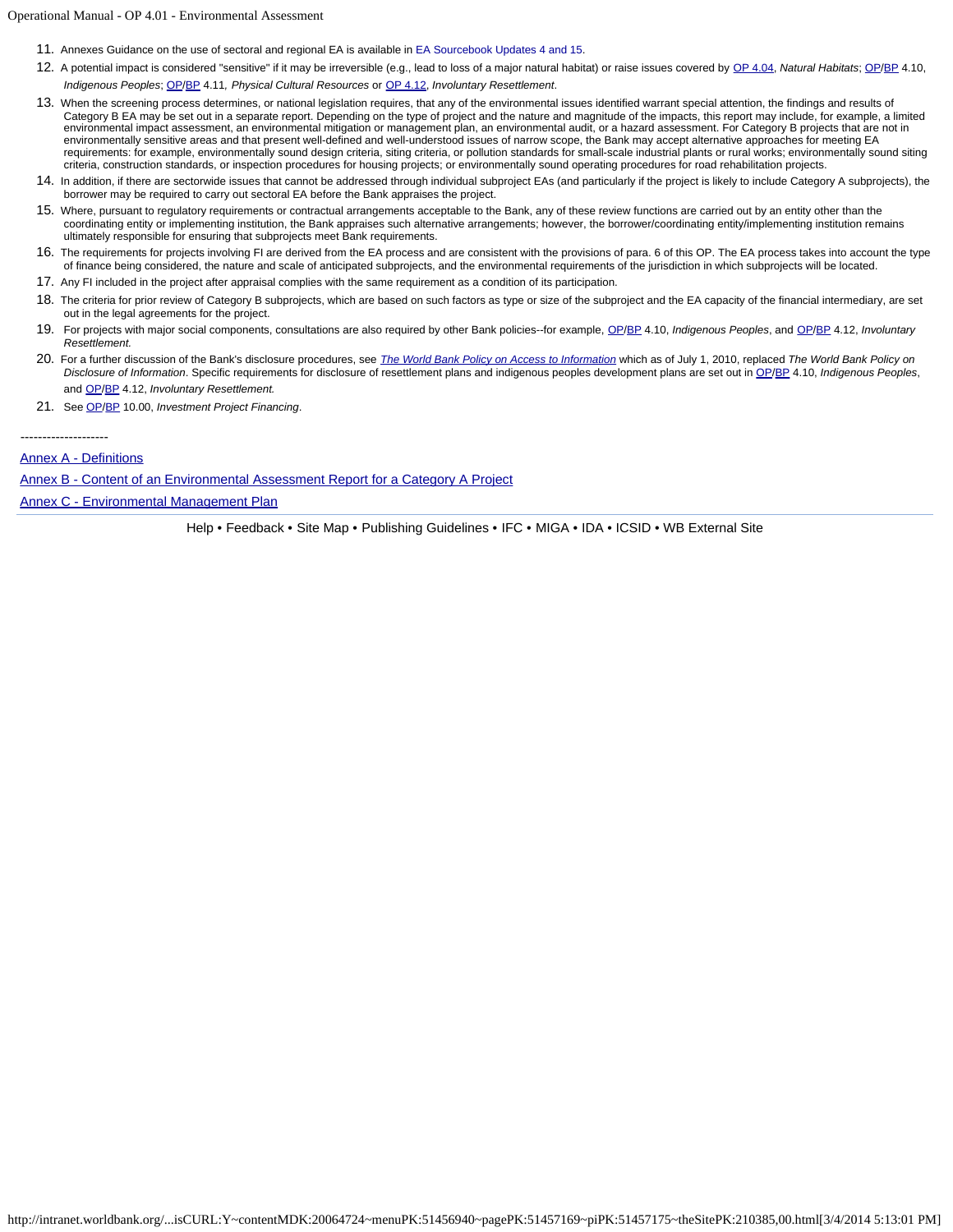11. Annexes Guidance on the use of sectoral and regional EA is available in EA Sourcebook Updates 4 and 15.
12. A potential impact is considered "sensitive" if it may be irreversible (e.g., lead to loss of a major natural habitat) or raise issues covered by OP 4.04, *Natural Habitats*; OP/BP 4.10, *Indigenous Peoples*; OP/BP 4.11*, Physical Cultural Resources* or OP 4.12, *Involuntary Resettlement*.
13. When the screening process determines, or national legislation requires, that any of the environmental issues identified warrant special attention, the findings and results of Category B EA may be set out in a separate report. Depending on the type of project and the nature and magnitude of the impacts, this report may include, for example, a limited environmental impact assessment, an environmental mitigation or management plan, an environmental audit, or a hazard assessment. For Category B projects that are not in environmentally sensitive areas and that present well-defined and well-understood issues of narrow scope, the Bank may accept alternative approaches for meeting EA requirements: for example, environmentally sound design criteria, siting criteria, or pollution standards for small-scale industrial plants or rural works; environmentally sound siting criteria, construction standards, or inspection procedures for housing projects; or environmentally sound operating procedures for road rehabilitation projects.
14. In addition, if there are sectorwide issues that cannot be addressed through individual subproject EAs (and particularly if the project is likely to include Category A subprojects), the borrower may be required to carry out sectoral EA before the Bank appraises the project.
15. Where, pursuant to regulatory requirements or contractual arrangements acceptable to the Bank, any of these review functions are carried out by an entity other than the coordinating entity or implementing institution, the Bank appraises such alternative arrangements; however, the borrower/coordinating entity/implementing institution remains ultimately responsible for ensuring that subprojects meet Bank requirements.
16. The requirements for projects involving FI are derived from the EA process and are consistent with the provisions of para. 6 of this OP. The EA process takes into account the type of finance being considered, the nature and scale of anticipated subprojects, and the environmental requirements of the jurisdiction in which subprojects will be located.
17. Any FI included in the project after appraisal complies with the same requirement as a condition of its participation.
18. The criteria for prior review of Category B subprojects, which are based on such factors as type or size of the subproject and the EA capacity of the financial intermediary, are set out in the legal agreements for the project.
19. For projects with major social components, consultations are also required by other Bank policies--for example, OP/BP 4.10, *Indigenous Peoples*, and OP/BP 4.12, *Involuntary Resettlement.*
20. For a further discussion of the Bank's disclosure procedures, see *The World Bank Policy on Access to Information* which as of July 1, 2010, replaced *The World Bank Policy on Disclosure of Information*. Specific requirements for disclosure of resettlement plans and indigenous peoples development plans are set out in OP/BP 4.10, *Indigenous Peoples*, and OP/BP 4.12, *Involuntary Resettlement.*
21. See OP/BP 10.00, *Investment Project Financing*.

--------------------

Annex A - Definitions

Annex B - Content of an Environmental Assessment Report for a Category A Project

Annex C - Environmental Management Plan

Help • Feedback • Site Map • Publishing Guidelines • IFC • MIGA • IDA • ICSID • WB External Site